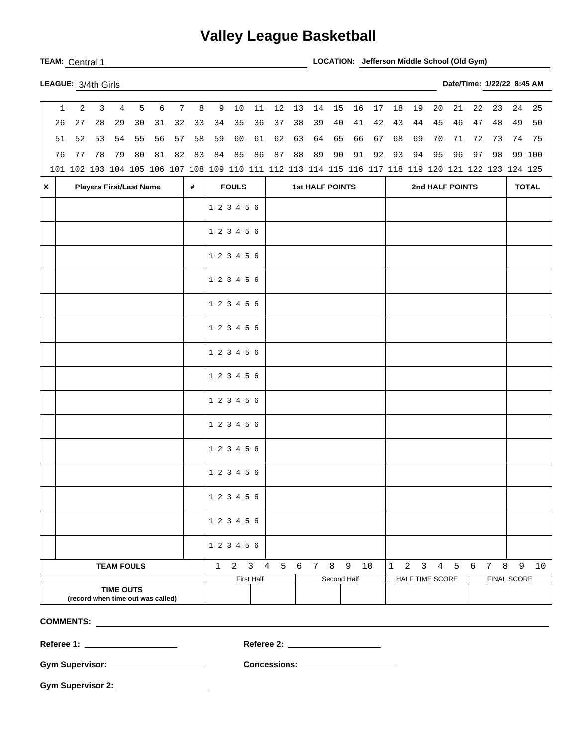# Valley League Basketball

**TEAM:** Central 1 **LOCATION:** **Jefferson Middle School (Old Gym)**

**LEAGUE:** 3/4th Girls **Date/Time:** **1/22/22 8:45 AM**

| | | | | | | | | | | | | | | | | | | | | | | | | |
|---|---|---|---|---|---|---|---|---|---|---|---|---|---|---|---|---|---|---|---|---|---|---|---|---|
| 1 | 2 | 3 | 4 | 5 | 6 | 7 | 8 | 9 | 10 | 11 | 12 | 13 | 14 | 15 | 16 | 17 | 18 | 19 | 20 | 21 | 22 | 23 | 24 | 25 |
| 26 | 27 | 28 | 29 | 30 | 31 | 32 | 33 | 34 | 35 | 36 | 37 | 38 | 39 | 40 | 41 | 42 | 43 | 44 | 45 | 46 | 47 | 48 | 49 | 50 |
| 51 | 52 | 53 | 54 | 55 | 56 | 57 | 58 | 59 | 60 | 61 | 62 | 63 | 64 | 65 | 66 | 67 | 68 | 69 | 70 | 71 | 72 | 73 | 74 | 75 |
| 76 | 77 | 78 | 79 | 80 | 81 | 82 | 83 | 84 | 85 | 86 | 87 | 88 | 89 | 90 | 91 | 92 | 93 | 94 | 95 | 96 | 97 | 98 | 99 | 100 |
| 101 | 102 | 103 | 104 | 105 | 106 | 107 | 108 | 109 | 110 | 111 | 112 | 113 | 114 | 115 | 116 | 117 | 118 | 119 | 120 | 121 | 122 | 123 | 124 | 125 |

| X | Players First/Last Name | # | FOULS | 1st HALF POINTS | 2nd HALF POINTS | TOTAL |
|---|---|---|---|---|---|---|
| | | | 1 2 3 4 5 6 | | | |
| | | | 1 2 3 4 5 6 | | | |
| | | | 1 2 3 4 5 6 | | | |
| | | | 1 2 3 4 5 6 | | | |
| | | | 1 2 3 4 5 6 | | | |
| | | | 1 2 3 4 5 6 | | | |
| | | | 1 2 3 4 5 6 | | | |
| | | | 1 2 3 4 5 6 | | | |
| | | | 1 2 3 4 5 6 | | | |
| | | | 1 2 3 4 5 6 | | | |
| | | | 1 2 3 4 5 6 | | | |
| | | | 1 2 3 4 5 6 | | | |
| | | | 1 2 3 4 5 6 | | | |
| | | | 1 2 3 4 5 6 | | | |
| | | | 1 2 3 4 5 6 | | | |

| TEAM FOULS | 1 2 3 4 5 6 7 8 9 10 | | 1 2 3 4 5 6 7 8 9 10 | |
|---|---|---|---|---|
| | First Half | Second Half | HALF TIME SCORE | FINAL SCORE |
| **TIME OUTS** (record when time out was called) | | | | |

**COMMENTS:** ____________________

**Referee 1:** ____________________ **Referee 2:** ____________________

**Gym Supervisor:** ____________________ **Concessions:** ____________________

**Gym Supervisor 2:** ____________________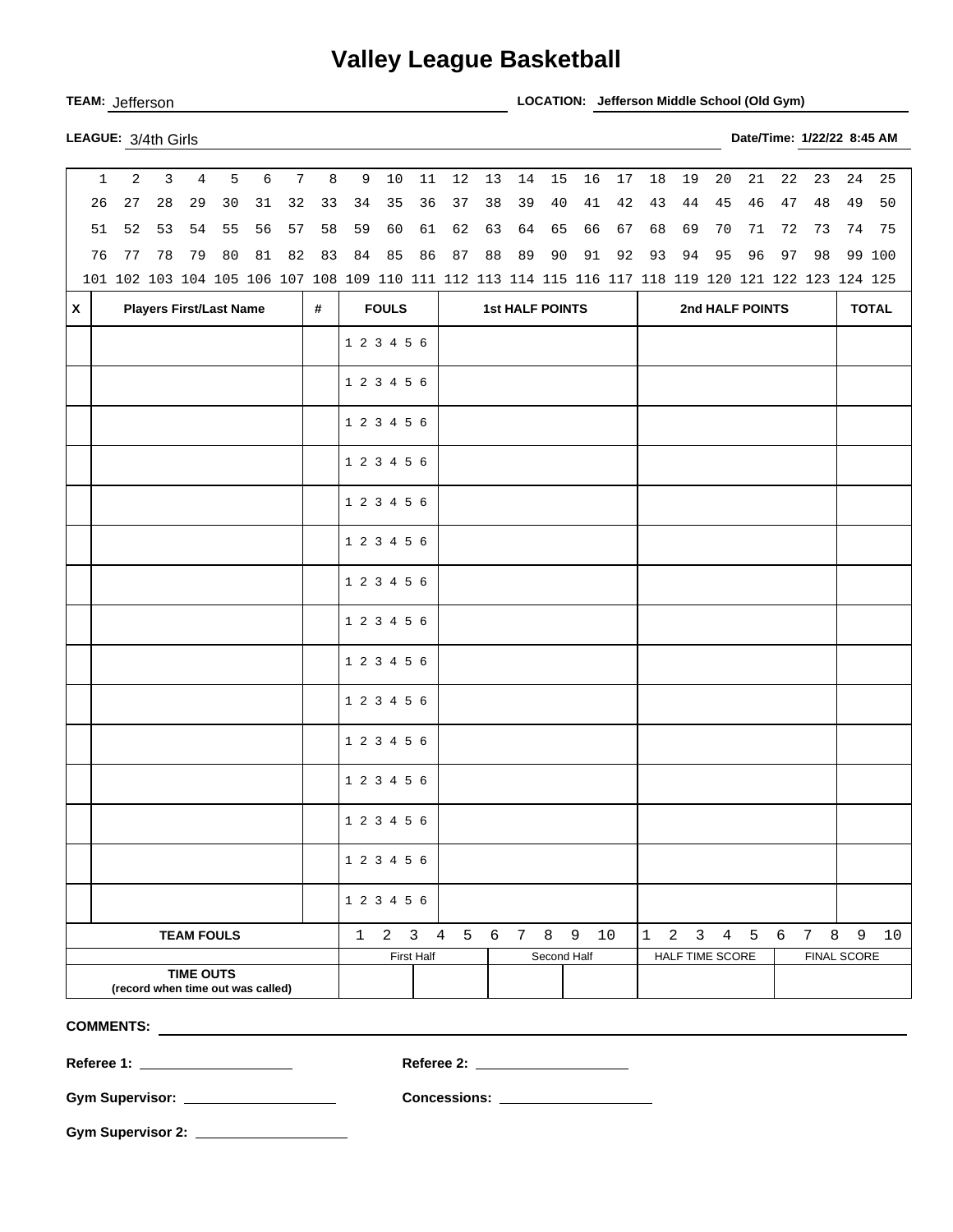# Valley League Basketball

**TEAM:** Jefferson **LOCATION:** **Jefferson Middle School (Old Gym)**

**LEAGUE:** 3/4th Girls **Date/Time:** **1/22/22 8:45 AM**

| | | | | | | | | | | | | | | | | | | | | | | | | |
|---|---|---|---|---|---|---|---|---|---|---|---|---|---|---|---|---|---|---|---|---|---|---|---|---|
| 1 | 2 | 3 | 4 | 5 | 6 | 7 | 8 | 9 | 10 | 11 | 12 | 13 | 14 | 15 | 16 | 17 | 18 | 19 | 20 | 21 | 22 | 23 | 24 | 25 |
| 26 | 27 | 28 | 29 | 30 | 31 | 32 | 33 | 34 | 35 | 36 | 37 | 38 | 39 | 40 | 41 | 42 | 43 | 44 | 45 | 46 | 47 | 48 | 49 | 50 |
| 51 | 52 | 53 | 54 | 55 | 56 | 57 | 58 | 59 | 60 | 61 | 62 | 63 | 64 | 65 | 66 | 67 | 68 | 69 | 70 | 71 | 72 | 73 | 74 | 75 |
| 76 | 77 | 78 | 79 | 80 | 81 | 82 | 83 | 84 | 85 | 86 | 87 | 88 | 89 | 90 | 91 | 92 | 93 | 94 | 95 | 96 | 97 | 98 | 99 | 100 |
| 101 | 102 | 103 | 104 | 105 | 106 | 107 | 108 | 109 | 110 | 111 | 112 | 113 | 114 | 115 | 116 | 117 | 118 | 119 | 120 | 121 | 122 | 123 | 124 | 125 |

| X | Players First/Last Name | # | FOULS | 1st HALF POINTS | 2nd HALF POINTS | TOTAL |
|---|---|---|---|---|---|---|
| | | | 1 2 3 4 5 6 | | | |
| | | | 1 2 3 4 5 6 | | | |
| | | | 1 2 3 4 5 6 | | | |
| | | | 1 2 3 4 5 6 | | | |
| | | | 1 2 3 4 5 6 | | | |
| | | | 1 2 3 4 5 6 | | | |
| | | | 1 2 3 4 5 6 | | | |
| | | | 1 2 3 4 5 6 | | | |
| | | | 1 2 3 4 5 6 | | | |
| | | | 1 2 3 4 5 6 | | | |
| | | | 1 2 3 4 5 6 | | | |
| | | | 1 2 3 4 5 6 | | | |
| | | | 1 2 3 4 5 6 | | | |
| | | | 1 2 3 4 5 6 | | | |
| | | | 1 2 3 4 5 6 | | | |

| | | | | |
|---|---|---|---|---|
| TEAM FOULS | 1 2 3 4 5 | 6 7 8 9 10 | 1 2 3 4 5 | 6 7 8 9 10 |
| | First Half | Second Half | HALF TIME SCORE | FINAL SCORE |
| TIME OUTS (record when time out was called) | | | | |

**COMMENTS:** ______________________________

**Referee 1:** ____________________ **Referee 2:** ____________________

**Gym Supervisor:** ____________________ **Concessions:** ____________________

**Gym Supervisor 2:** ____________________